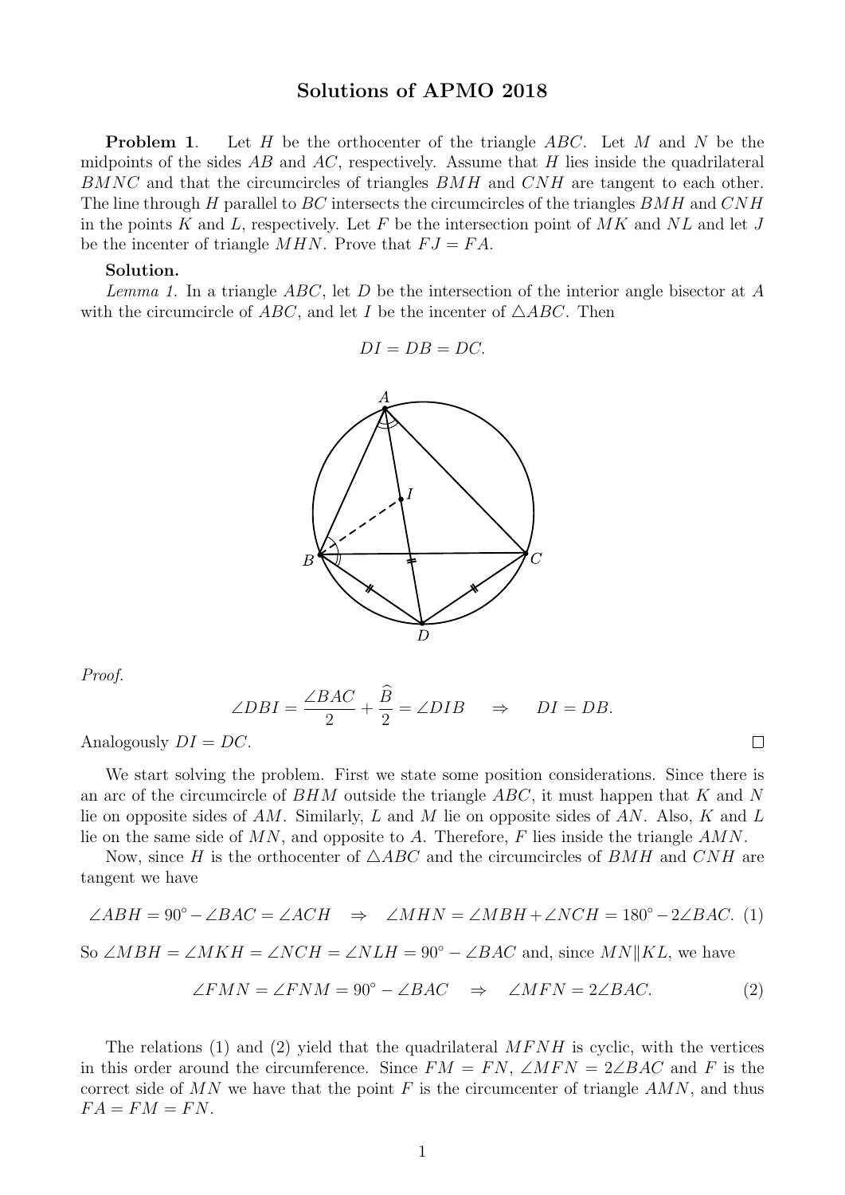# Solutions of APMO 2018

**Problem 1**. Let $H$ be the orthocenter of the triangle $ABC$. Let $M$ and $N$ be the midpoints of the sides $AB$ and $AC$, respectively. Assume that $H$ lies inside the quadrilateral $BMNC$ and that the circumcircles of triangles $BMH$ and $CNH$ are tangent to each other. The line through $H$ parallel to $BC$ intersects the circumcircles of the triangles $BMH$ and $CNH$ in the points $K$ and $L$, respectively. Let $F$ be the intersection point of $MK$ and $NL$ and let $J$ be the incenter of triangle $MHN$. Prove that $FJ = FA$.

**Solution.**

*Lemma 1.* In a triangle $ABC$, let $D$ be the intersection of the interior angle bisector at $A$ with the circumcircle of $ABC$, and let $I$ be the incenter of $\triangle ABC$. Then

$$DI = DB = DC.$$

*Proof.*

$$\angle DBI = \frac{\angle BAC}{2} + \frac{\widehat{B}}{2} = \angle DIB \quad \Rightarrow \quad DI = DB.$$

Analogously $DI = DC$. □

We start solving the problem. First we state some position considerations. Since there is an arc of the circumcircle of $BHM$ outside the triangle $ABC$, it must happen that $K$ and $N$ lie on opposite sides of $AM$. Similarly, $L$ and $M$ lie on opposite sides of $AN$. Also, $K$ and $L$ lie on the same side of $MN$, and opposite to $A$. Therefore, $F$ lies inside the triangle $AMN$.

Now, since $H$ is the orthocenter of $\triangle ABC$ and the circumcircles of $BMH$ and $CNH$ are tangent we have

$$\angle ABH = 90^\circ - \angle BAC = \angle ACH \quad \Rightarrow \quad \angle MHN = \angle MBH + \angle NCH = 180^\circ - 2\angle BAC. \tag{1}$$

So $\angle MBH = \angle MKH = \angle NCH = \angle NLH = 90^\circ - \angle BAC$ and, since $MN \| KL$, we have

$$\angle FMN = \angle FNM = 90^\circ - \angle BAC \quad \Rightarrow \quad \angle MFN = 2\angle BAC. \tag{2}$$

The relations (1) and (2) yield that the quadrilateral $MFNH$ is cyclic, with the vertices in this order around the circumference. Since $FM = FN$, $\angle MFN = 2\angle BAC$ and $F$ is the correct side of $MN$ we have that the point $F$ is the circumcenter of triangle $AMN$, and thus $FA = FM = FN$.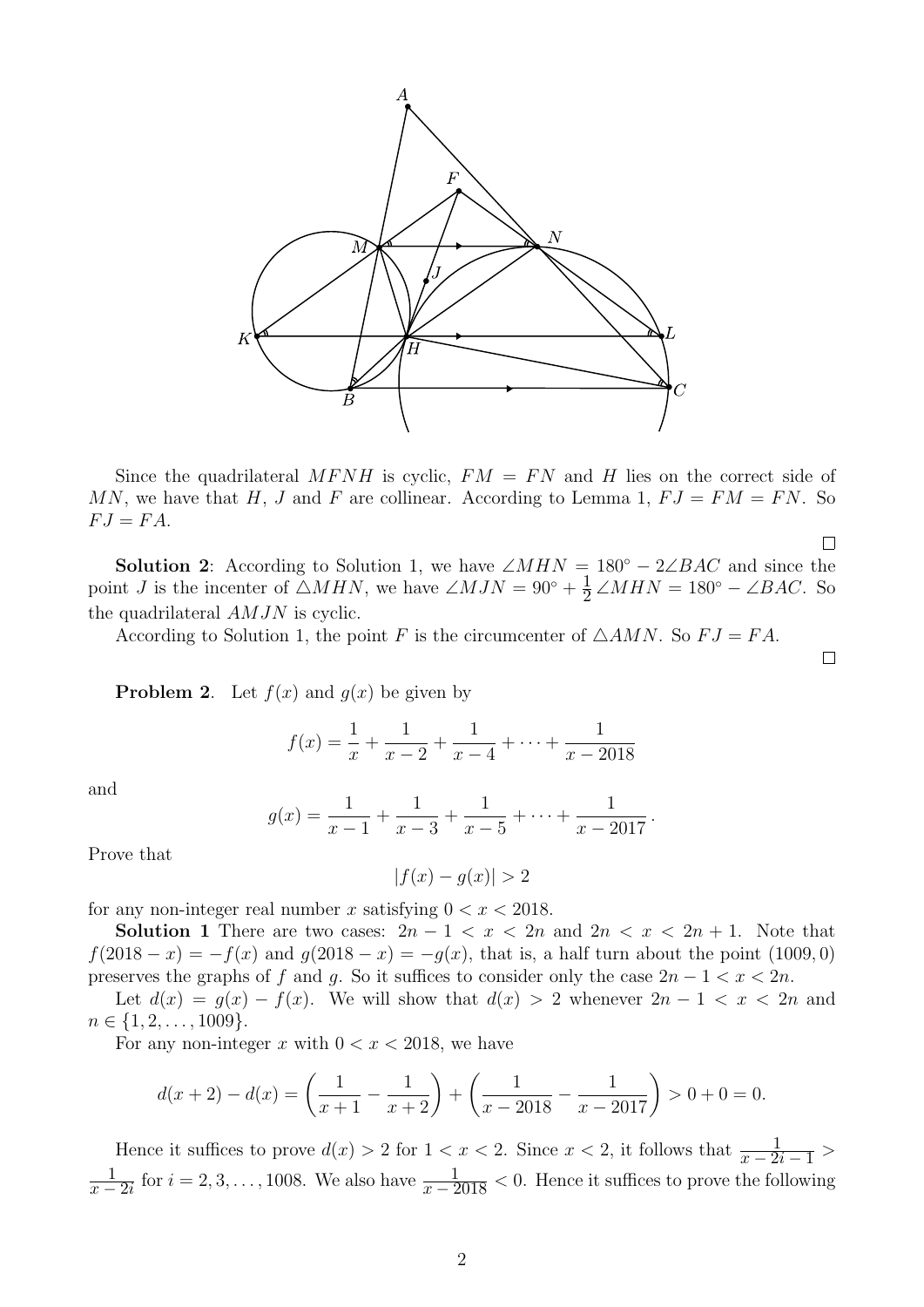Since the quadrilateral $MFNH$ is cyclic, $FM = FN$ and $H$ lies on the correct side of $MN$, we have that $H$, $J$ and $F$ are collinear. According to Lemma 1, $FJ = FM = FN$. So $FJ = FA$.

□

**Solution 2**: According to Solution 1, we have $\angle MHN = 180^\circ - 2\angle BAC$ and since the point $J$ is the incenter of $\triangle MHN$, we have $\angle MJN = 90^\circ + \frac{1}{2}\angle MHN = 180^\circ - \angle BAC$. So the quadrilateral $AMJN$ is cyclic.

According to Solution 1, the point $F$ is the circumcenter of $\triangle AMN$. So $FJ = FA$.

□

**Problem 2**. Let $f(x)$ and $g(x)$ be given by

$$f(x) = \frac{1}{x} + \frac{1}{x-2} + \frac{1}{x-4} + \cdots + \frac{1}{x-2018}$$

and

$$g(x) = \frac{1}{x-1} + \frac{1}{x-3} + \frac{1}{x-5} + \cdots + \frac{1}{x-2017}.$$

Prove that

$$|f(x) - g(x)| > 2$$

for any non-integer real number $x$ satisfying $0 < x < 2018$.

**Solution 1** There are two cases: $2n-1 < x < 2n$ and $2n < x < 2n+1$. Note that $f(2018-x) = -f(x)$ and $g(2018-x) = -g(x)$, that is, a half turn about the point $(1009, 0)$ preserves the graphs of $f$ and $g$. So it suffices to consider only the case $2n-1 < x < 2n$.

Let $d(x) = g(x) - f(x)$. We will show that $d(x) > 2$ whenever $2n-1 < x < 2n$ and $n \in \{1, 2, \ldots, 1009\}$.

For any non-integer $x$ with $0 < x < 2018$, we have

$$d(x+2) - d(x) = \left(\frac{1}{x+1} - \frac{1}{x+2}\right) + \left(\frac{1}{x-2018} - \frac{1}{x-2017}\right) > 0 + 0 = 0.$$

Hence it suffices to prove $d(x) > 2$ for $1 < x < 2$. Since $x < 2$, it follows that $\frac{1}{x-2i-1} > \frac{1}{x-2i}$ for $i = 2, 3, \ldots, 1008$. We also have $\frac{1}{x-2018} < 0$. Hence it suffices to prove the following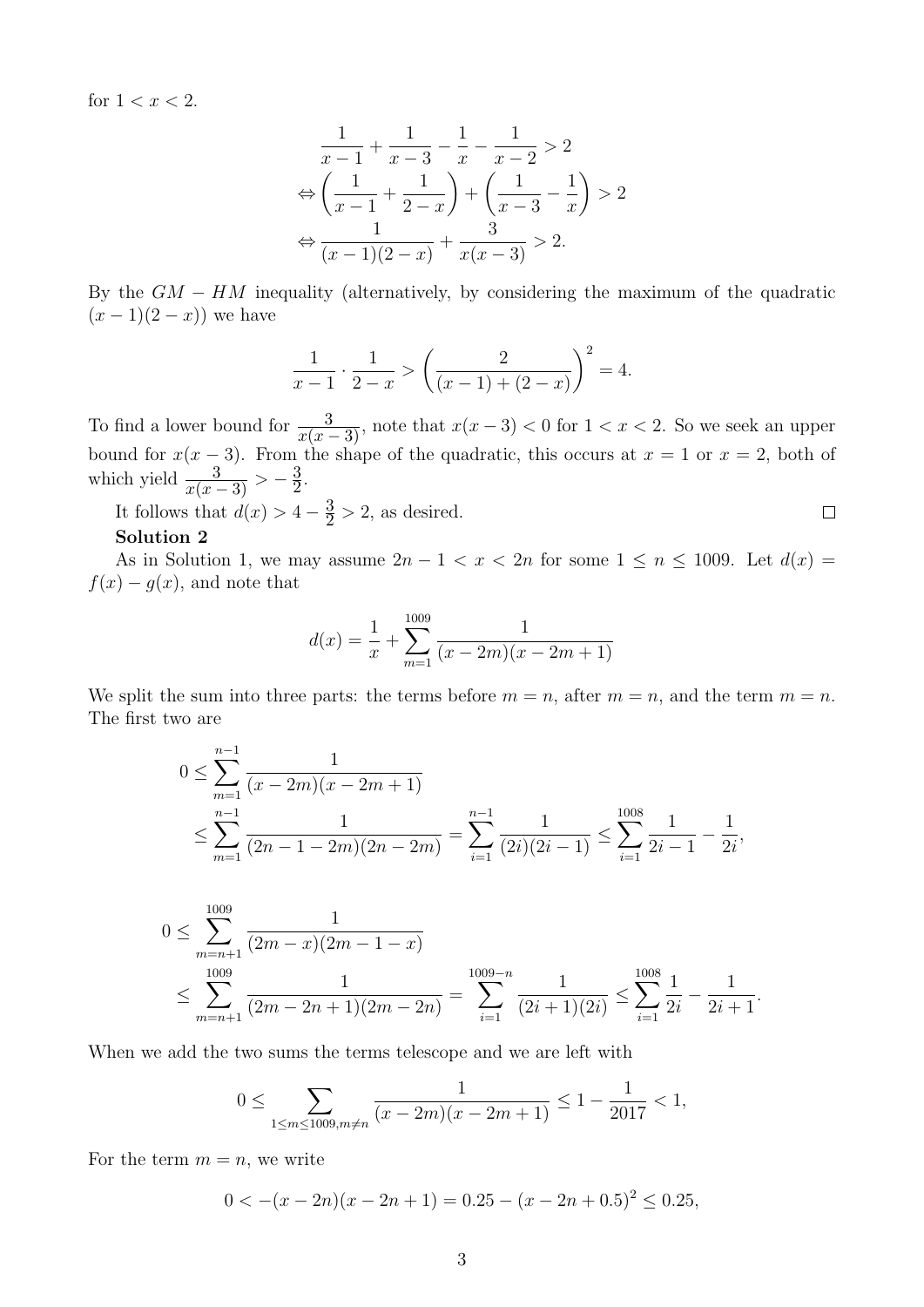for $1 < x < 2$.

$$\begin{aligned}
&\frac{1}{x-1} + \frac{1}{x-3} - \frac{1}{x} - \frac{1}{x-2} > 2 \\
\Leftrightarrow &\left(\frac{1}{x-1} + \frac{1}{2-x}\right) + \left(\frac{1}{x-3} - \frac{1}{x}\right) > 2 \\
\Leftrightarrow &\frac{1}{(x-1)(2-x)} + \frac{3}{x(x-3)} > 2.
\end{aligned}$$

By the $GM - HM$ inequality (alternatively, by considering the maximum of the quadratic $(x-1)(2-x)$) we have

$$\frac{1}{x-1} \cdot \frac{1}{2-x} > \left(\frac{2}{(x-1)+(2-x)}\right)^2 = 4.$$

To find a lower bound for $\frac{3}{x(x-3)}$, note that $x(x-3) < 0$ for $1 < x < 2$. So we seek an upper bound for $x(x-3)$. From the shape of the quadratic, this occurs at $x = 1$ or $x = 2$, both of which yield $\frac{3}{x(x-3)} > -\frac{3}{2}$.

It follows that $d(x) > 4 - \frac{3}{2} > 2$, as desired. □

**Solution 2**

As in Solution 1, we may assume $2n - 1 < x < 2n$ for some $1 \le n \le 1009$. Let $d(x) = f(x) - g(x)$, and note that

$$d(x) = \frac{1}{x} + \sum_{m=1}^{1009} \frac{1}{(x-2m)(x-2m+1)}$$

We split the sum into three parts: the terms before $m = n$, after $m = n$, and the term $m = n$. The first two are

$$\begin{aligned}
0 &\le \sum_{m=1}^{n-1} \frac{1}{(x-2m)(x-2m+1)} \\
&\le \sum_{m=1}^{n-1} \frac{1}{(2n-1-2m)(2n-2m)} = \sum_{i=1}^{n-1} \frac{1}{(2i)(2i-1)} \le \sum_{i=1}^{1008} \frac{1}{2i-1} - \frac{1}{2i},
\end{aligned}$$

$$\begin{aligned}
0 &\le \sum_{m=n+1}^{1009} \frac{1}{(2m-x)(2m-1-x)} \\
&\le \sum_{m=n+1}^{1009} \frac{1}{(2m-2n+1)(2m-2n)} = \sum_{i=1}^{1009-n} \frac{1}{(2i+1)(2i)} \le \sum_{i=1}^{1008} \frac{1}{2i} - \frac{1}{2i+1}.
\end{aligned}$$

When we add the two sums the terms telescope and we are left with

$$0 \le \sum_{1 \le m \le 1009, m \ne n} \frac{1}{(x-2m)(x-2m+1)} \le 1 - \frac{1}{2017} < 1,$$

For the term $m = n$, we write

$$0 < -(x-2n)(x-2n+1) = 0.25 - (x-2n+0.5)^2 \le 0.25,$$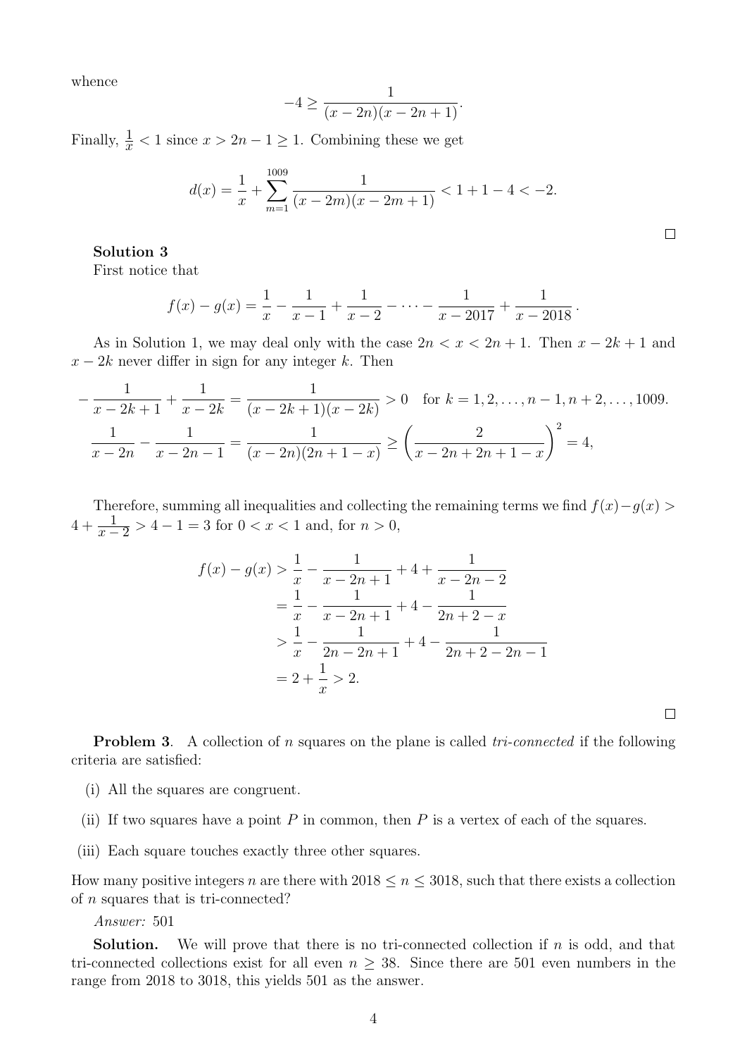whence

$$-4 \geq \frac{1}{(x-2n)(x-2n+1)}.$$

Finally, $\frac{1}{x} < 1$ since $x > 2n - 1 \geq 1$. Combining these we get

$$d(x) = \frac{1}{x} + \sum_{m=1}^{1009} \frac{1}{(x-2m)(x-2m+1)} < 1 + 1 - 4 < -2.$$

□

**Solution 3**
First notice that

$$f(x) - g(x) = \frac{1}{x} - \frac{1}{x-1} + \frac{1}{x-2} - \cdots - \frac{1}{x-2017} + \frac{1}{x-2018}.$$

As in Solution 1, we may deal only with the case $2n < x < 2n+1$. Then $x - 2k + 1$ and $x - 2k$ never differ in sign for any integer $k$. Then

$$-\frac{1}{x-2k+1} + \frac{1}{x-2k} = \frac{1}{(x-2k+1)(x-2k)} > 0 \quad \text{for } k = 1, 2, \ldots, n-1, n+2, \ldots, 1009.$$

$$\frac{1}{x-2n} - \frac{1}{x-2n-1} = \frac{1}{(x-2n)(2n+1-x)} \geq \left(\frac{2}{x-2n+2n+1-x}\right)^2 = 4,$$

Therefore, summing all inequalities and collecting the remaining terms we find $f(x) - g(x) > 4 + \frac{1}{x-2} > 4 - 1 = 3$ for $0 < x < 1$ and, for $n > 0$,

$$\begin{aligned}
f(x) - g(x) &> \frac{1}{x} - \frac{1}{x-2n+1} + 4 + \frac{1}{x-2n-2} \\
&= \frac{1}{x} - \frac{1}{x-2n+1} + 4 - \frac{1}{2n+2-x} \\
&> \frac{1}{x} - \frac{1}{2n-2n+1} + 4 - \frac{1}{2n+2-2n-1} \\
&= 2 + \frac{1}{x} > 2.
\end{aligned}$$

□

**Problem 3**. A collection of $n$ squares on the plane is called *tri-connected* if the following criteria are satisfied:

(i) All the squares are congruent.

(ii) If two squares have a point $P$ in common, then $P$ is a vertex of each of the squares.

(iii) Each square touches exactly three other squares.

How many positive integers $n$ are there with $2018 \leq n \leq 3018$, such that there exists a collection of $n$ squares that is tri-connected?

*Answer:* 501

**Solution.** We will prove that there is no tri-connected collection if $n$ is odd, and that tri-connected collections exist for all even $n \geq 38$. Since there are 501 even numbers in the range from 2018 to 3018, this yields 501 as the answer.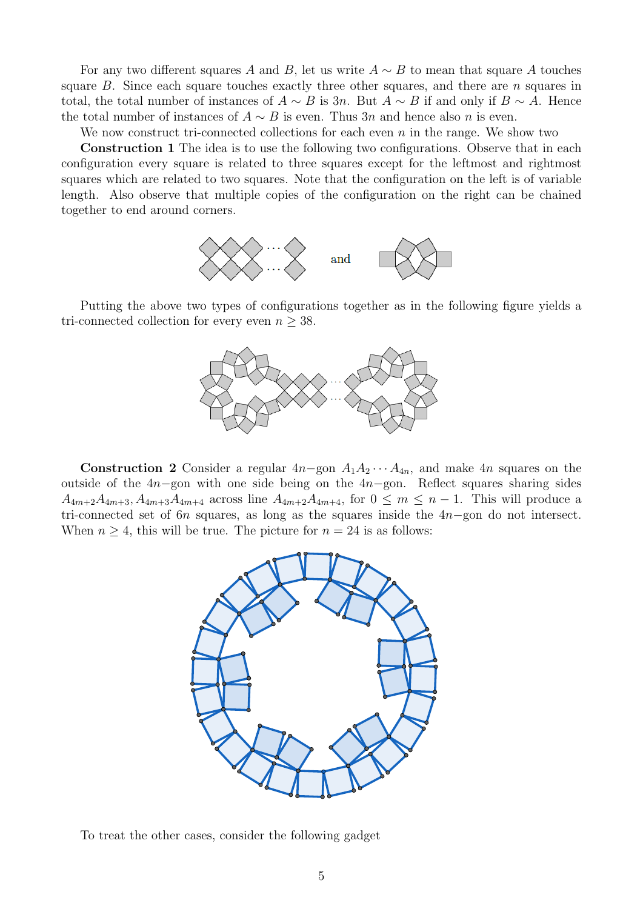For any two different squares $A$ and $B$, let us write $A \sim B$ to mean that square $A$ touches square $B$. Since each square touches exactly three other squares, and there are $n$ squares in total, the total number of instances of $A \sim B$ is $3n$. But $A \sim B$ if and only if $B \sim A$. Hence the total number of instances of $A \sim B$ is even. Thus $3n$ and hence also $n$ is even.

We now construct tri-connected collections for each even $n$ in the range. We show two

**Construction 1** The idea is to use the following two configurations. Observe that in each configuration every square is related to three squares except for the leftmost and rightmost squares which are related to two squares. Note that the configuration on the left is of variable length. Also observe that multiple copies of the configuration on the right can be chained together to end around corners.

and

Putting the above two types of configurations together as in the following figure yields a tri-connected collection for every even $n \geq 38$.

**Construction 2** Consider a regular $4n-$gon $A_1A_2\cdots A_{4n}$, and make $4n$ squares on the outside of the $4n-$gon with one side being on the $4n-$gon. Reflect squares sharing sides $A_{4m+2}A_{4m+3}, A_{4m+3}A_{4m+4}$ across line $A_{4m+2}A_{4m+4}$, for $0 \leq m \leq n-1$. This will produce a tri-connected set of $6n$ squares, as long as the squares inside the $4n-$gon do not intersect. When $n \geq 4$, this will be true. The picture for $n = 24$ is as follows:

To treat the other cases, consider the following gadget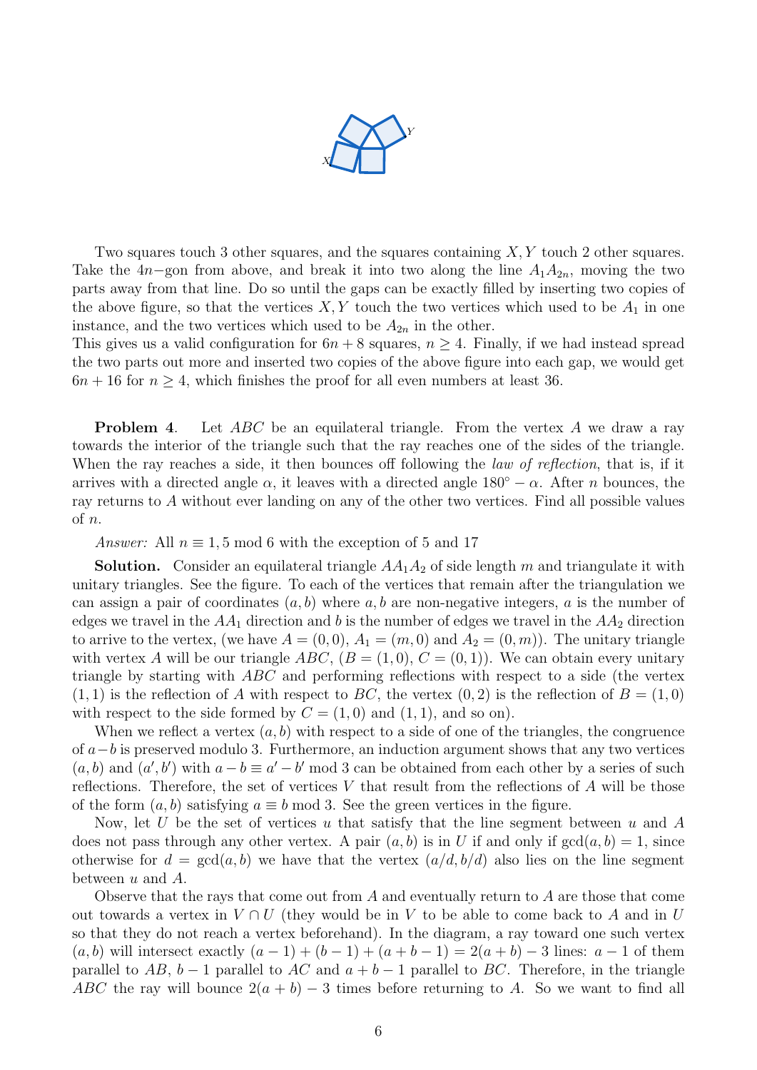Two squares touch 3 other squares, and the squares containing $X, Y$ touch 2 other squares. Take the $4n$−gon from above, and break it into two along the line $A_1A_{2n}$, moving the two parts away from that line. Do so until the gaps can be exactly filled by inserting two copies of the above figure, so that the vertices $X, Y$ touch the two vertices which used to be $A_1$ in one instance, and the two vertices which used to be $A_{2n}$ in the other.

This gives us a valid configuration for $6n + 8$ squares, $n \geq 4$. Finally, if we had instead spread the two parts out more and inserted two copies of the above figure into each gap, we would get $6n + 16$ for $n \geq 4$, which finishes the proof for all even numbers at least 36.

**Problem 4**. Let $ABC$ be an equilateral triangle. From the vertex $A$ we draw a ray towards the interior of the triangle such that the ray reaches one of the sides of the triangle. When the ray reaches a side, it then bounces off following the *law of reflection*, that is, if it arrives with a directed angle $\alpha$, it leaves with a directed angle $180^\circ - \alpha$. After $n$ bounces, the ray returns to $A$ without ever landing on any of the other two vertices. Find all possible values of $n$.

*Answer:* All $n \equiv 1, 5 \bmod 6$ with the exception of 5 and 17

**Solution.** Consider an equilateral triangle $AA_1A_2$ of side length $m$ and triangulate it with unitary triangles. See the figure. To each of the vertices that remain after the triangulation we can assign a pair of coordinates $(a, b)$ where $a, b$ are non-negative integers, $a$ is the number of edges we travel in the $AA_1$ direction and $b$ is the number of edges we travel in the $AA_2$ direction to arrive to the vertex, (we have $A = (0, 0)$, $A_1 = (m, 0)$ and $A_2 = (0, m)$). The unitary triangle with vertex $A$ will be our triangle $ABC$, ($B = (1, 0)$, $C = (0, 1)$). We can obtain every unitary triangle by starting with $ABC$ and performing reflections with respect to a side (the vertex $(1, 1)$ is the reflection of $A$ with respect to $BC$, the vertex $(0, 2)$ is the reflection of $B = (1, 0)$ with respect to the side formed by $C = (1, 0)$ and $(1, 1)$, and so on).

When we reflect a vertex $(a, b)$ with respect to a side of one of the triangles, the congruence of $a - b$ is preserved modulo 3. Furthermore, an induction argument shows that any two vertices $(a, b)$ and $(a', b')$ with $a - b \equiv a' - b' \bmod 3$ can be obtained from each other by a series of such reflections. Therefore, the set of vertices $V$ that result from the reflections of $A$ will be those of the form $(a, b)$ satisfying $a \equiv b \bmod 3$. See the green vertices in the figure.

Now, let $U$ be the set of vertices $u$ that satisfy that the line segment between $u$ and $A$ does not pass through any other vertex. A pair $(a, b)$ is in $U$ if and only if $\gcd(a, b) = 1$, since otherwise for $d = \gcd(a, b)$ we have that the vertex $(a/d, b/d)$ also lies on the line segment between $u$ and $A$.

Observe that the rays that come out from $A$ and eventually return to $A$ are those that come out towards a vertex in $V \cap U$ (they would be in $V$ to be able to come back to $A$ and in $U$ so that they do not reach a vertex beforehand). In the diagram, a ray toward one such vertex $(a, b)$ will intersect exactly $(a - 1) + (b - 1) + (a + b - 1) = 2(a + b) - 3$ lines: $a - 1$ of them parallel to $AB$, $b - 1$ parallel to $AC$ and $a + b - 1$ parallel to $BC$. Therefore, in the triangle $ABC$ the ray will bounce $2(a + b) - 3$ times before returning to $A$. So we want to find all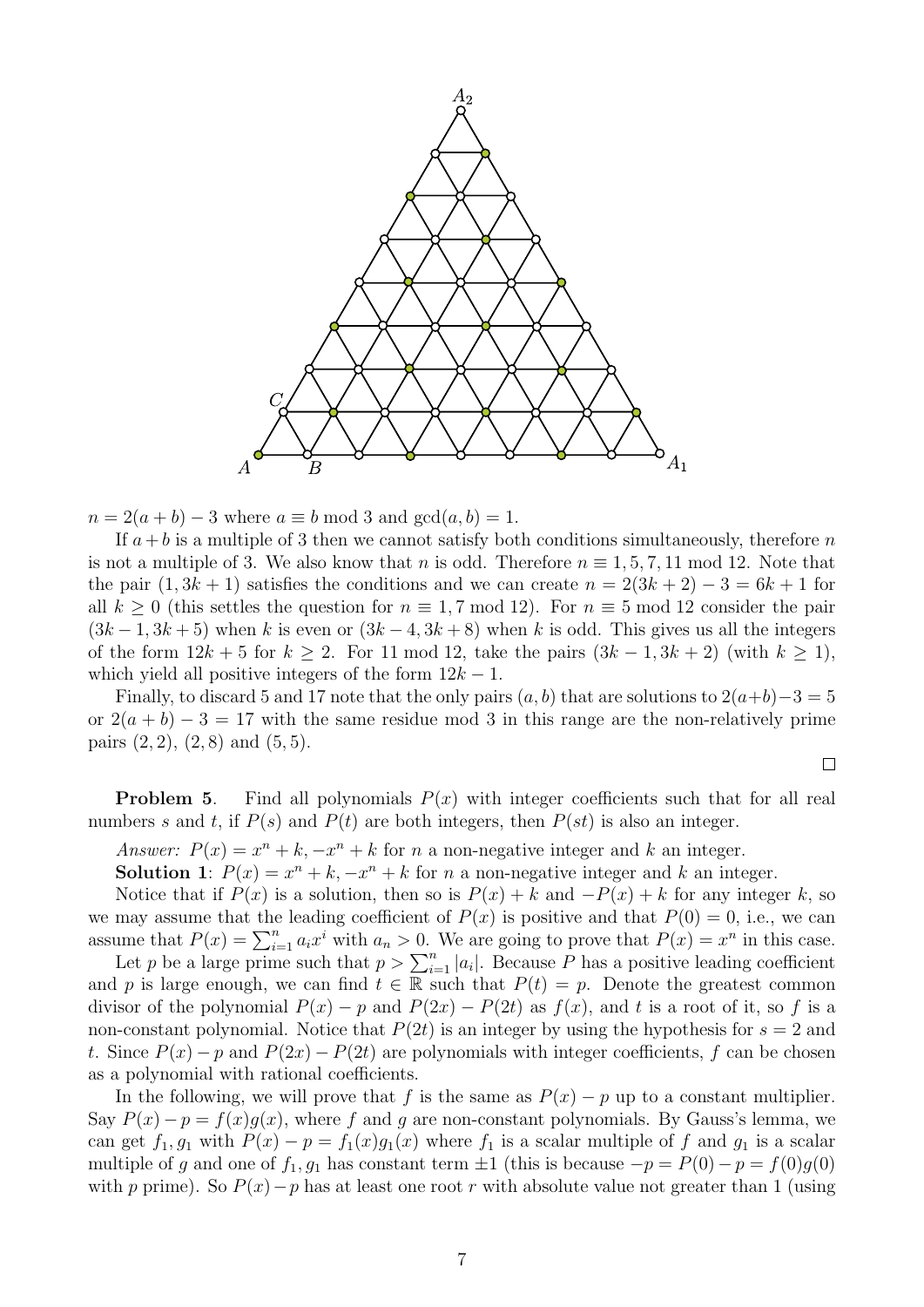$n = 2(a+b) - 3$ where $a \equiv b \bmod 3$ and $\gcd(a,b) = 1$.

If $a+b$ is a multiple of 3 then we cannot satisfy both conditions simultaneously, therefore $n$ is not a multiple of 3. We also know that $n$ is odd. Therefore $n \equiv 1, 5, 7, 11 \bmod 12$. Note that the pair $(1, 3k+1)$ satisfies the conditions and we can create $n = 2(3k+2) - 3 = 6k+1$ for all $k \geq 0$ (this settles the question for $n \equiv 1, 7 \bmod 12$). For $n \equiv 5 \bmod 12$ consider the pair $(3k-1, 3k+5)$ when $k$ is even or $(3k-4, 3k+8)$ when $k$ is odd. This gives us all the integers of the form $12k+5$ for $k \geq 2$. For 11 mod 12, take the pairs $(3k-1, 3k+2)$ (with $k \geq 1$), which yield all positive integers of the form $12k - 1$.

Finally, to discard 5 and 17 note that the only pairs $(a, b)$ that are solutions to $2(a+b)-3 = 5$ or $2(a+b) - 3 = 17$ with the same residue mod 3 in this range are the non-relatively prime pairs $(2, 2)$, $(2, 8)$ and $(5, 5)$.

□

**Problem 5**. Find all polynomials $P(x)$ with integer coefficients such that for all real numbers $s$ and $t$, if $P(s)$ and $P(t)$ are both integers, then $P(st)$ is also an integer.

*Answer:* $P(x) = x^n + k, -x^n + k$ for $n$ a non-negative integer and $k$ an integer.

**Solution 1**: $P(x) = x^n + k, -x^n + k$ for $n$ a non-negative integer and $k$ an integer.

Notice that if $P(x)$ is a solution, then so is $P(x) + k$ and $-P(x) + k$ for any integer $k$, so we may assume that the leading coefficient of $P(x)$ is positive and that $P(0) = 0$, i.e., we can assume that $P(x) = \sum_{i=1}^{n} a_i x^i$ with $a_n > 0$. We are going to prove that $P(x) = x^n$ in this case.

Let $p$ be a large prime such that $p > \sum_{i=1}^{n} |a_i|$. Because $P$ has a positive leading coefficient and $p$ is large enough, we can find $t \in \mathbb{R}$ such that $P(t) = p$. Denote the greatest common divisor of the polynomial $P(x) - p$ and $P(2x) - P(2t)$ as $f(x)$, and $t$ is a root of it, so $f$ is a non-constant polynomial. Notice that $P(2t)$ is an integer by using the hypothesis for $s = 2$ and $t$. Since $P(x) - p$ and $P(2x) - P(2t)$ are polynomials with integer coefficients, $f$ can be chosen as a polynomial with rational coefficients.

In the following, we will prove that $f$ is the same as $P(x) - p$ up to a constant multiplier. Say $P(x) - p = f(x)g(x)$, where $f$ and $g$ are non-constant polynomials. By Gauss's lemma, we can get $f_1, g_1$ with $P(x) - p = f_1(x)g_1(x)$ where $f_1$ is a scalar multiple of $f$ and $g_1$ is a scalar multiple of $g$ and one of $f_1, g_1$ has constant term $\pm 1$ (this is because $-p = P(0) - p = f(0)g(0)$ with $p$ prime). So $P(x) - p$ has at least one root $r$ with absolute value not greater than 1 (using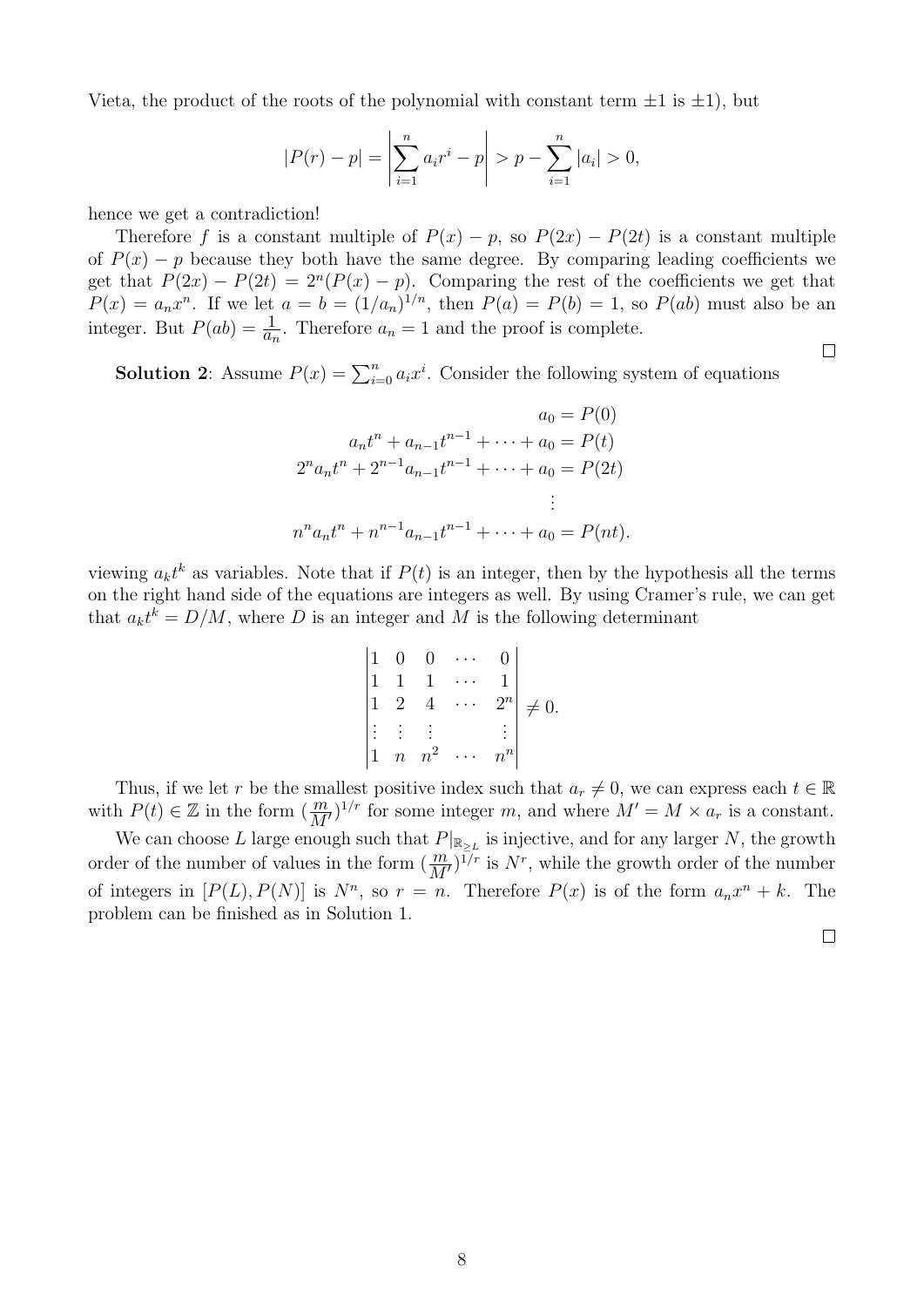Vieta, the product of the roots of the polynomial with constant term $\pm 1$ is $\pm 1$), but

$$|P(r) - p| = \left| \sum_{i=1}^{n} a_i r^i - p \right| > p - \sum_{i=1}^{n} |a_i| > 0,$$

hence we get a contradiction!

Therefore $f$ is a constant multiple of $P(x) - p$, so $P(2x) - P(2t)$ is a constant multiple of $P(x) - p$ because they both have the same degree. By comparing leading coefficients we get that $P(2x) - P(2t) = 2^n(P(x) - p)$. Comparing the rest of the coefficients we get that $P(x) = a_n x^n$. If we let $a = b = (1/a_n)^{1/n}$, then $P(a) = P(b) = 1$, so $P(ab)$ must also be an integer. But $P(ab) = \frac{1}{a_n}$. Therefore $a_n = 1$ and the proof is complete.

□

**Solution 2**: Assume $P(x) = \sum_{i=0}^{n} a_i x^i$. Consider the following system of equations

$$\begin{aligned}
a_0 &= P(0) \\
a_n t^n + a_{n-1} t^{n-1} + \cdots + a_0 &= P(t) \\
2^n a_n t^n + 2^{n-1} a_{n-1} t^{n-1} + \cdots + a_0 &= P(2t) \\
&\vdots \\
n^n a_n t^n + n^{n-1} a_{n-1} t^{n-1} + \cdots + a_0 &= P(nt).
\end{aligned}$$

viewing $a_k t^k$ as variables. Note that if $P(t)$ is an integer, then by the hypothesis all the terms on the right hand side of the equations are integers as well. By using Cramer's rule, we can get that $a_k t^k = D/M$, where $D$ is an integer and $M$ is the following determinant

$$\begin{vmatrix}
1 & 0 & 0 & \cdots & 0 \\
1 & 1 & 1 & \cdots & 1 \\
1 & 2 & 4 & \cdots & 2^n \\
\vdots & \vdots & \vdots & & \vdots \\
1 & n & n^2 & \cdots & n^n
\end{vmatrix} \neq 0.$$

Thus, if we let $r$ be the smallest positive index such that $a_r \neq 0$, we can express each $t \in \mathbb{R}$ with $P(t) \in \mathbb{Z}$ in the form $(\frac{m}{M'})^{1/r}$ for some integer $m$, and where $M' = M \times a_r$ is a constant.

We can choose $L$ large enough such that $P|_{\mathbb{R}_{\geq L}}$ is injective, and for any larger $N$, the growth order of the number of values in the form $(\frac{m}{M'})^{1/r}$ is $N^r$, while the growth order of the number of integers in $[P(L), P(N)]$ is $N^n$, so $r = n$. Therefore $P(x)$ is of the form $a_n x^n + k$. The problem can be finished as in Solution 1.

□